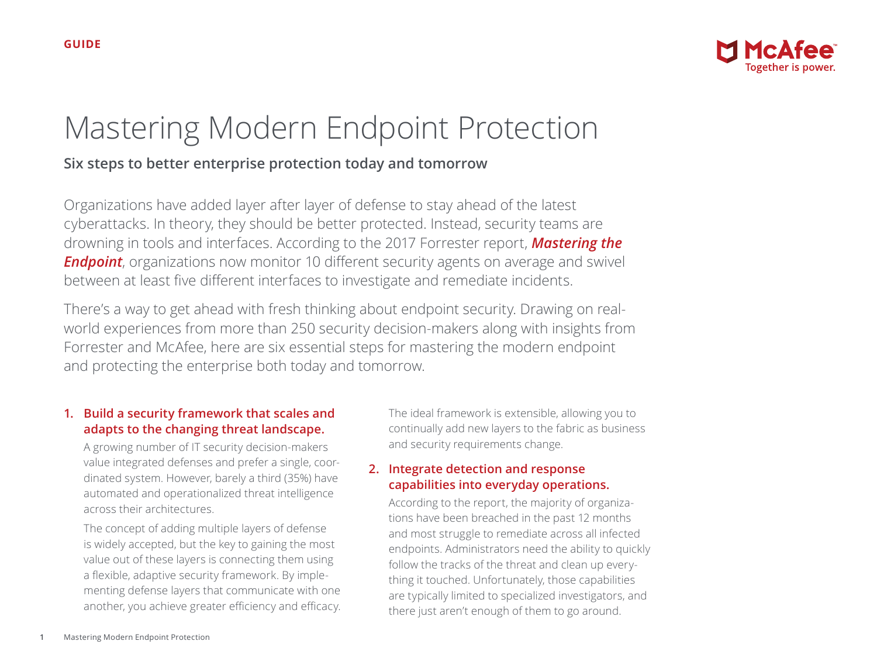GUIDE

# Mastering Modern Endpoint Protection

**Six steps to better enterprise protection today and tomorrow**

Organizations have added layer after layer of defense to stay ahead of the latest cyberattacks. In theory, they should be better protected. Instead, security teams are drowning in tools and interfaces. According to the 2017 Forrester report, ***Mastering the Endpoint***, organizations now monitor 10 different security agents on average and swivel between at least five different interfaces to investigate and remediate incidents.

There's a way to get ahead with fresh thinking about endpoint security. Drawing on real-world experiences from more than 250 security decision-makers along with insights from Forrester and McAfee, here are six essential steps for mastering the modern endpoint and protecting the enterprise both today and tomorrow.

### 1. Build a security framework that scales and adapts to the changing threat landscape.

A growing number of IT security decision-makers value integrated defenses and prefer a single, coordinated system. However, barely a third (35%) have automated and operationalized threat intelligence across their architectures.

The concept of adding multiple layers of defense is widely accepted, but the key to gaining the most value out of these layers is connecting them using a flexible, adaptive security framework. By implementing defense layers that communicate with one another, you achieve greater efficiency and efficacy. The ideal framework is extensible, allowing you to continually add new layers to the fabric as business and security requirements change.

### 2. Integrate detection and response capabilities into everyday operations.

According to the report, the majority of organizations have been breached in the past 12 months and most struggle to remediate across all infected endpoints. Administrators need the ability to quickly follow the tracks of the threat and clean up everything it touched. Unfortunately, those capabilities are typically limited to specialized investigators, and there just aren't enough of them to go around.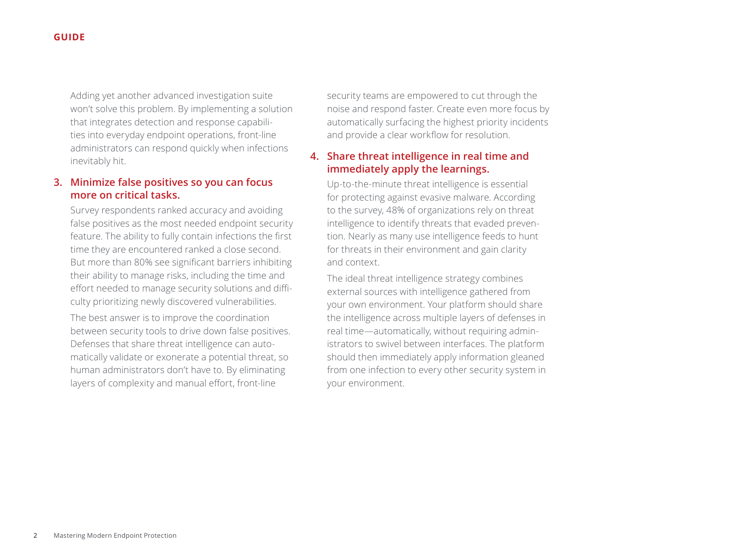Adding yet another advanced investigation suite won't solve this problem. By implementing a solution that integrates detection and response capabilities into everyday endpoint operations, front-line administrators can respond quickly when infections inevitably hit.

### 3. Minimize false positives so you can focus more on critical tasks.

Survey respondents ranked accuracy and avoiding false positives as the most needed endpoint security feature. The ability to fully contain infections the first time they are encountered ranked a close second. But more than 80% see significant barriers inhibiting their ability to manage risks, including the time and effort needed to manage security solutions and difficulty prioritizing newly discovered vulnerabilities.

The best answer is to improve the coordination between security tools to drive down false positives. Defenses that share threat intelligence can automatically validate or exonerate a potential threat, so human administrators don't have to. By eliminating layers of complexity and manual effort, front-line security teams are empowered to cut through the noise and respond faster. Create even more focus by automatically surfacing the highest priority incidents and provide a clear workflow for resolution.

### 4. Share threat intelligence in real time and immediately apply the learnings.

Up-to-the-minute threat intelligence is essential for protecting against evasive malware. According to the survey, 48% of organizations rely on threat intelligence to identify threats that evaded prevention. Nearly as many use intelligence feeds to hunt for threats in their environment and gain clarity and context.

The ideal threat intelligence strategy combines external sources with intelligence gathered from your own environment. Your platform should share the intelligence across multiple layers of defenses in real time—automatically, without requiring administrators to swivel between interfaces. The platform should then immediately apply information gleaned from one infection to every other security system in your environment.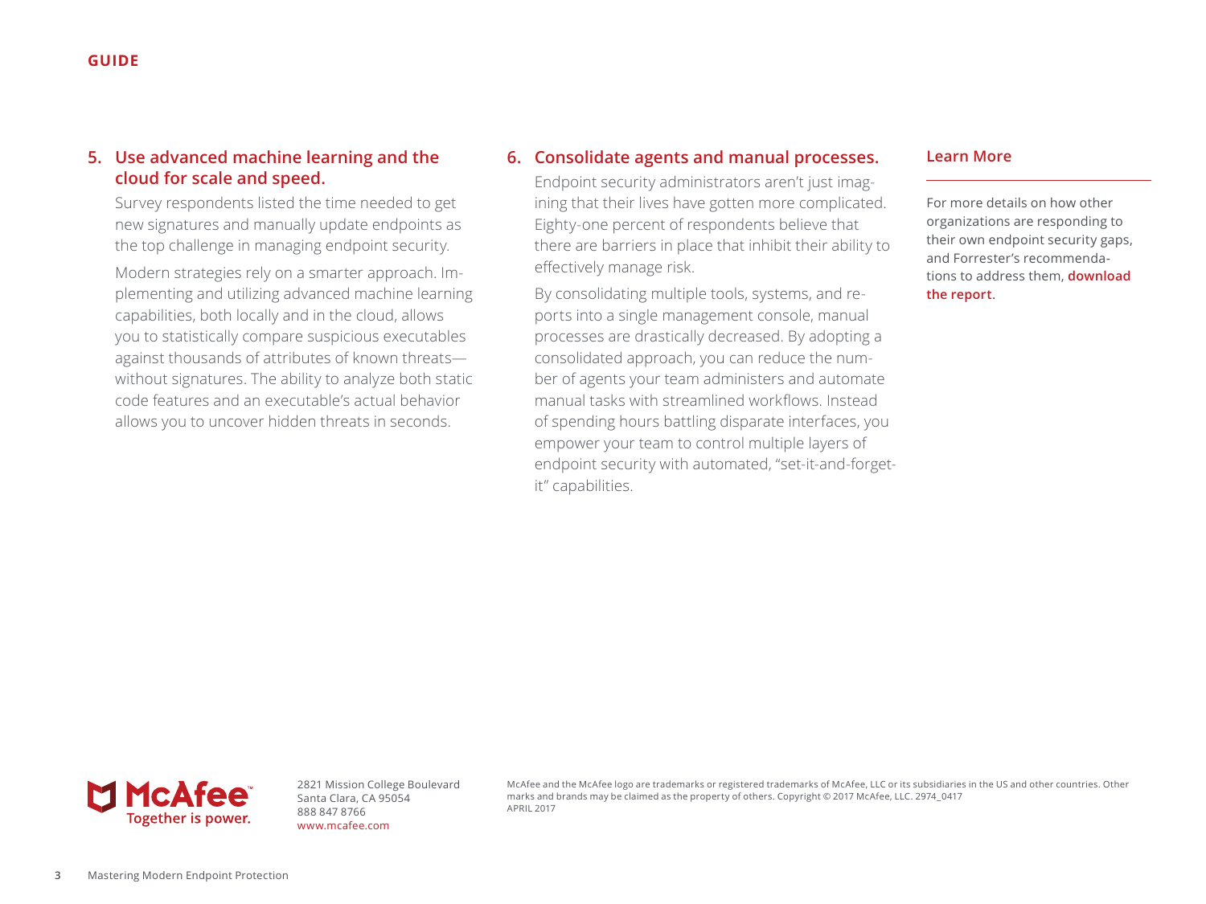## 5. Use advanced machine learning and the cloud for scale and speed.

Survey respondents listed the time needed to get new signatures and manually update endpoints as the top challenge in managing endpoint security.

Modern strategies rely on a smarter approach. Implementing and utilizing advanced machine learning capabilities, both locally and in the cloud, allows you to statistically compare suspicious executables against thousands of attributes of known threats—without signatures. The ability to analyze both static code features and an executable's actual behavior allows you to uncover hidden threats in seconds.

## 6. Consolidate agents and manual processes.

Endpoint security administrators aren't just imagining that their lives have gotten more complicated. Eighty-one percent of respondents believe that there are barriers in place that inhibit their ability to effectively manage risk.

By consolidating multiple tools, systems, and reports into a single management console, manual processes are drastically decreased. By adopting a consolidated approach, you can reduce the number of agents your team administers and automate manual tasks with streamlined workflows. Instead of spending hours battling disparate interfaces, you empower your team to control multiple layers of endpoint security with automated, "set-it-and-forget-it" capabilities.

## Learn More

For more details on how other organizations are responding to their own endpoint security gaps, and Forrester's recommendations to address them, **download the report**.

McAfee
Together is power.

2821 Mission College Boulevard
Santa Clara, CA 95054
888 847 8766
www.mcafee.com

McAfee and the McAfee logo are trademarks or registered trademarks of McAfee, LLC or its subsidiaries in the US and other countries. Other marks and brands may be claimed as the property of others. Copyright © 2017 McAfee, LLC. 2974_0417
APRIL 2017